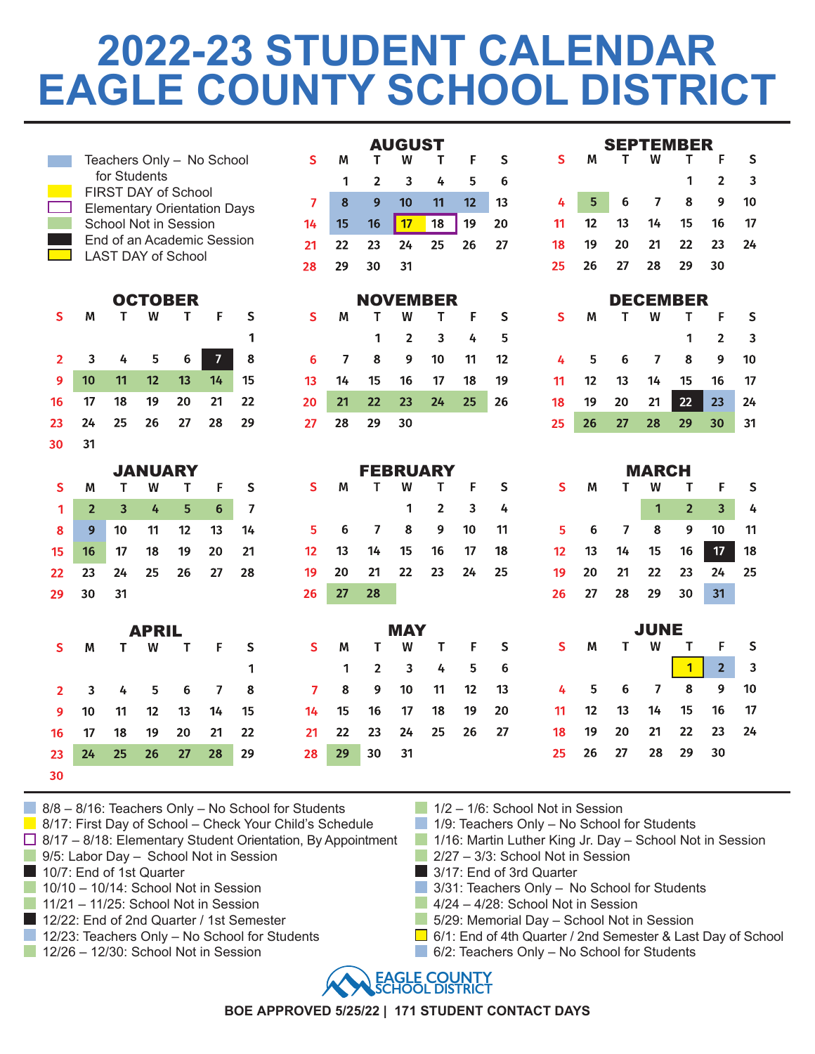# 2022-23 STUDENT CALENDAR EAGLE COUNTY SCHOOL DISTRICT

**Legend:**

- Teachers Only – No School for Students
- FIRST DAY of School
- Elementary Orientation Days
- School Not in Session
- End of an Academic Session
- LAST DAY of School

### AUGUST

| S | M | T | W | T | F | S |
|---|---|---|---|---|---|---|
| | 1 | 2 | 3 | 4 | 5 | 6 |
| 7 | 8 | 9 | 10 | 11 | 12 | 13 |
| 14 | 15 | 16 | 17 | 18 | 19 | 20 |
| 21 | 22 | 23 | 24 | 25 | 26 | 27 |
| 28 | 29 | 30 | 31 | | | |

### SEPTEMBER

| S | M | T | W | T | F | S |
|---|---|---|---|---|---|---|
| | | | | 1 | 2 | 3 |
| 4 | 5 | 6 | 7 | 8 | 9 | 10 |
| 11 | 12 | 13 | 14 | 15 | 16 | 17 |
| 18 | 19 | 20 | 21 | 22 | 23 | 24 |
| 25 | 26 | 27 | 28 | 29 | 30 | |

### OCTOBER

| S | M | T | W | T | F | S |
|---|---|---|---|---|---|---|
| | | | | | | 1 |
| 2 | 3 | 4 | 5 | 6 | 7 | 8 |
| 9 | 10 | 11 | 12 | 13 | 14 | 15 |
| 16 | 17 | 18 | 19 | 20 | 21 | 22 |
| 23 | 24 | 25 | 26 | 27 | 28 | 29 |
| 30 | 31 | | | | | |

### NOVEMBER

| S | M | T | W | T | F | S |
|---|---|---|---|---|---|---|
| | | 1 | 2 | 3 | 4 | 5 |
| 6 | 7 | 8 | 9 | 10 | 11 | 12 |
| 13 | 14 | 15 | 16 | 17 | 18 | 19 |
| 20 | 21 | 22 | 23 | 24 | 25 | 26 |
| 27 | 28 | 29 | 30 | | | |

### DECEMBER

| S | M | T | W | T | F | S |
|---|---|---|---|---|---|---|
| | | | | 1 | 2 | 3 |
| 4 | 5 | 6 | 7 | 8 | 9 | 10 |
| 11 | 12 | 13 | 14 | 15 | 16 | 17 |
| 18 | 19 | 20 | 21 | 22 | 23 | 24 |
| 25 | 26 | 27 | 28 | 29 | 30 | 31 |

### JANUARY

| S | M | T | W | T | F | S |
|---|---|---|---|---|---|---|
| 1 | 2 | 3 | 4 | 5 | 6 | 7 |
| 8 | 9 | 10 | 11 | 12 | 13 | 14 |
| 15 | 16 | 17 | 18 | 19 | 20 | 21 |
| 22 | 23 | 24 | 25 | 26 | 27 | 28 |
| 29 | 30 | 31 | | | | |

### FEBRUARY

| S | M | T | W | T | F | S |
|---|---|---|---|---|---|---|
| | | | 1 | 2 | 3 | 4 |
| 5 | 6 | 7 | 8 | 9 | 10 | 11 |
| 12 | 13 | 14 | 15 | 16 | 17 | 18 |
| 19 | 20 | 21 | 22 | 23 | 24 | 25 |
| 26 | 27 | 28 | | | | |

### MARCH

| S | M | T | W | T | F | S |
|---|---|---|---|---|---|---|
| | | | 1 | 2 | 3 | 4 |
| 5 | 6 | 7 | 8 | 9 | 10 | 11 |
| 12 | 13 | 14 | 15 | 16 | 17 | 18 |
| 19 | 20 | 21 | 22 | 23 | 24 | 25 |
| 26 | 27 | 28 | 29 | 30 | 31 | |

### APRIL

| S | M | T | W | T | F | S |
|---|---|---|---|---|---|---|
| | | | | | | 1 |
| 2 | 3 | 4 | 5 | 6 | 7 | 8 |
| 9 | 10 | 11 | 12 | 13 | 14 | 15 |
| 16 | 17 | 18 | 19 | 20 | 21 | 22 |
| 23 | 24 | 25 | 26 | 27 | 28 | 29 |
| 30 | | | | | | |

### MAY

| S | M | T | W | T | F | S |
|---|---|---|---|---|---|---|
| | 1 | 2 | 3 | 4 | 5 | 6 |
| 7 | 8 | 9 | 10 | 11 | 12 | 13 |
| 14 | 15 | 16 | 17 | 18 | 19 | 20 |
| 21 | 22 | 23 | 24 | 25 | 26 | 27 |
| 28 | 29 | 30 | 31 | | | |

### JUNE

| S | M | T | W | T | F | S |
|---|---|---|---|---|---|---|
| | | | | 1 | 2 | 3 |
| 4 | 5 | 6 | 7 | 8 | 9 | 10 |
| 11 | 12 | 13 | 14 | 15 | 16 | 17 |
| 18 | 19 | 20 | 21 | 22 | 23 | 24 |
| 25 | 26 | 27 | 28 | 29 | 30 | |

- 8/8 – 8/16: Teachers Only – No School for Students
- 8/17: First Day of School – Check Your Child's Schedule
- 8/17 – 8/18: Elementary Student Orientation, By Appointment
- 9/5: Labor Day – School Not in Session
- 10/7: End of 1st Quarter
- 10/10 – 10/14: School Not in Session
- 11/21 – 11/25: School Not in Session
- 12/22: End of 2nd Quarter / 1st Semester
- 12/23: Teachers Only – No School for Students
- 12/26 – 12/30: School Not in Session
- 1/2 – 1/6: School Not in Session
- 1/9: Teachers Only – No School for Students
- 1/16: Martin Luther King Jr. Day – School Not in Session
- 2/27 – 3/3: School Not in Session
- 3/17: End of 3rd Quarter
- 3/31: Teachers Only – No School for Students
- 4/24 – 4/28: School Not in Session
- 5/29: Memorial Day – School Not in Session
- 6/1: End of 4th Quarter / 2nd Semester & Last Day of School
- 6/2: Teachers Only – No School for Students

EAGLE COUNTY SCHOOL DISTRICT

**BOE APPROVED 5/25/22 | 171 STUDENT CONTACT DAYS**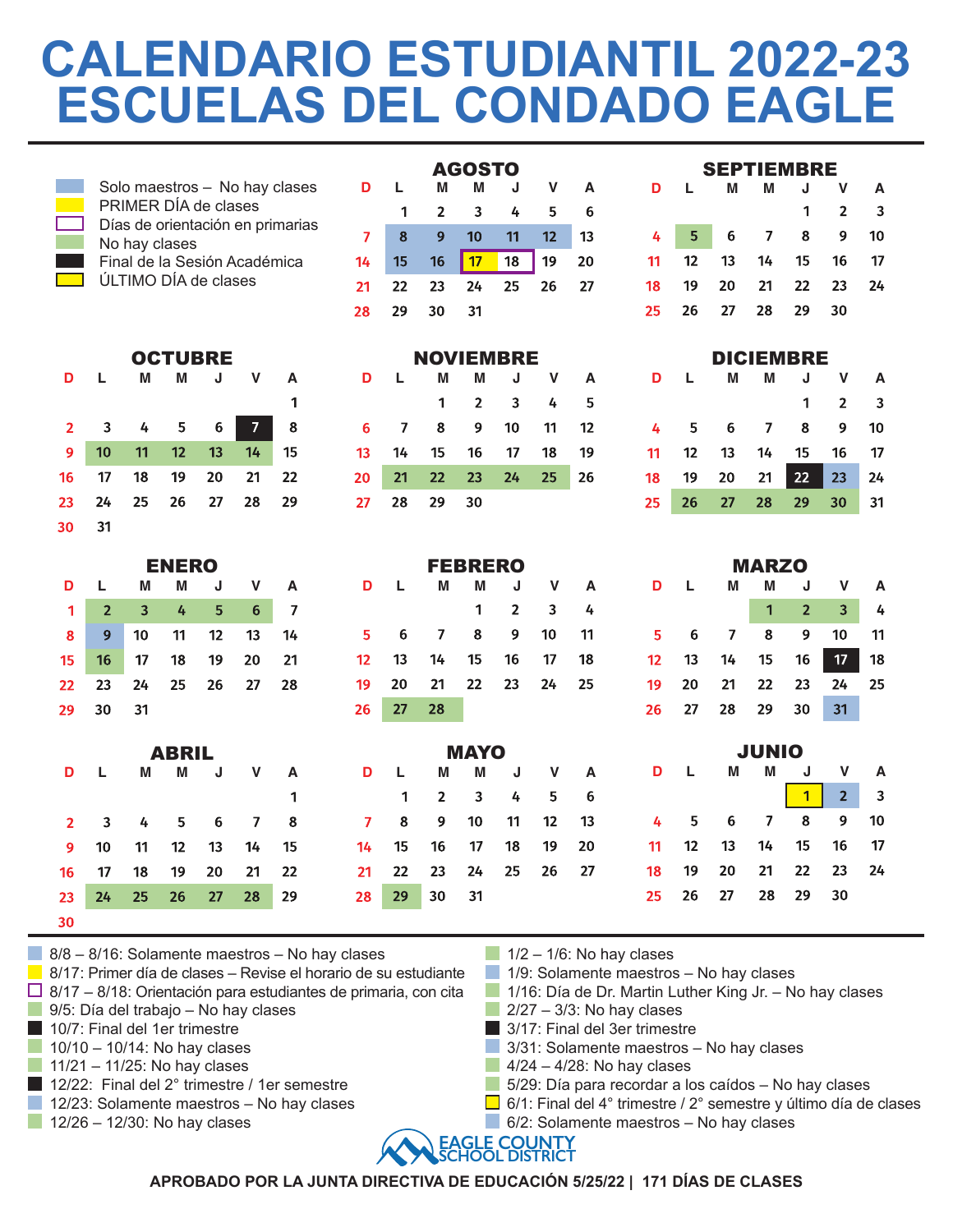# CALENDARIO ESTUDIANTIL 2022-23
# ESCUELAS DEL CONDADO EAGLE

- Solo maestros – No hay clases
- PRIMER DÍA de clases
- Días de orientación en primarias
- No hay clases
- Final de la Sesión Académica
- ÚLTIMO DÍA de clases

### AGOSTO

| D | L | M | M | J | V | A |
|---|---|---|---|---|---|---|
| | 1 | 2 | 3 | 4 | 5 | 6 |
| 7 | 8 | 9 | 10 | 11 | 12 | 13 |
| 14 | 15 | 16 | 17 | 18 | 19 | 20 |
| 21 | 22 | 23 | 24 | 25 | 26 | 27 |
| 28 | 29 | 30 | 31 | | | |

### SEPTIEMBRE

| D | L | M | M | J | V | A |
|---|---|---|---|---|---|---|
| | | | | 1 | 2 | 3 |
| 4 | 5 | 6 | 7 | 8 | 9 | 10 |
| 11 | 12 | 13 | 14 | 15 | 16 | 17 |
| 18 | 19 | 20 | 21 | 22 | 23 | 24 |
| 25 | 26 | 27 | 28 | 29 | 30 | |

### OCTUBRE

| D | L | M | M | J | V | A |
|---|---|---|---|---|---|---|
| | | | | | | 1 |
| 2 | 3 | 4 | 5 | 6 | 7 | 8 |
| 9 | 10 | 11 | 12 | 13 | 14 | 15 |
| 16 | 17 | 18 | 19 | 20 | 21 | 22 |
| 23 | 24 | 25 | 26 | 27 | 28 | 29 |
| 30 | 31 | | | | | |

### NOVIEMBRE

| D | L | M | M | J | V | A |
|---|---|---|---|---|---|---|
| | | 1 | 2 | 3 | 4 | 5 |
| 6 | 7 | 8 | 9 | 10 | 11 | 12 |
| 13 | 14 | 15 | 16 | 17 | 18 | 19 |
| 20 | 21 | 22 | 23 | 24 | 25 | 26 |
| 27 | 28 | 29 | 30 | | | |

### DICIEMBRE

| D | L | M | M | J | V | A |
|---|---|---|---|---|---|---|
| | | | | 1 | 2 | 3 |
| 4 | 5 | 6 | 7 | 8 | 9 | 10 |
| 11 | 12 | 13 | 14 | 15 | 16 | 17 |
| 18 | 19 | 20 | 21 | 22 | 23 | 24 |
| 25 | 26 | 27 | 28 | 29 | 30 | 31 |

### ENERO

| D | L | M | M | J | V | A |
|---|---|---|---|---|---|---|
| 1 | 2 | 3 | 4 | 5 | 6 | 7 |
| 8 | 9 | 10 | 11 | 12 | 13 | 14 |
| 15 | 16 | 17 | 18 | 19 | 20 | 21 |
| 22 | 23 | 24 | 25 | 26 | 27 | 28 |
| 29 | 30 | 31 | | | | |

### FEBRERO

| D | L | M | M | J | V | A |
|---|---|---|---|---|---|---|
| | | | 1 | 2 | 3 | 4 |
| 5 | 6 | 7 | 8 | 9 | 10 | 11 |
| 12 | 13 | 14 | 15 | 16 | 17 | 18 |
| 19 | 20 | 21 | 22 | 23 | 24 | 25 |
| 26 | 27 | 28 | | | | |

### MARZO

| D | L | M | M | J | V | A |
|---|---|---|---|---|---|---|
| | | | 1 | 2 | 3 | 4 |
| 5 | 6 | 7 | 8 | 9 | 10 | 11 |
| 12 | 13 | 14 | 15 | 16 | 17 | 18 |
| 19 | 20 | 21 | 22 | 23 | 24 | 25 |
| 26 | 27 | 28 | 29 | 30 | 31 | |

### ABRIL

| D | L | M | M | J | V | A |
|---|---|---|---|---|---|---|
| | | | | | | 1 |
| 2 | 3 | 4 | 5 | 6 | 7 | 8 |
| 9 | 10 | 11 | 12 | 13 | 14 | 15 |
| 16 | 17 | 18 | 19 | 20 | 21 | 22 |
| 23 | 24 | 25 | 26 | 27 | 28 | 29 |
| 30 | | | | | | |

### MAYO

| D | L | M | M | J | V | A |
|---|---|---|---|---|---|---|
| | 1 | 2 | 3 | 4 | 5 | 6 |
| 7 | 8 | 9 | 10 | 11 | 12 | 13 |
| 14 | 15 | 16 | 17 | 18 | 19 | 20 |
| 21 | 22 | 23 | 24 | 25 | 26 | 27 |
| 28 | 29 | 30 | 31 | | | |

### JUNIO

| D | L | M | M | J | V | A |
|---|---|---|---|---|---|---|
| | | | | 1 | 2 | 3 |
| 4 | 5 | 6 | 7 | 8 | 9 | 10 |
| 11 | 12 | 13 | 14 | 15 | 16 | 17 |
| 18 | 19 | 20 | 21 | 22 | 23 | 24 |
| 25 | 26 | 27 | 28 | 29 | 30 | |

- 8/8 – 8/16: Solamente maestros – No hay clases
- 8/17: Primer día de clases – Revise el horario de su estudiante
- 8/17 – 8/18: Orientación para estudiantes de primaria, con cita
- 9/5: Día del trabajo – No hay clases
- 10/7: Final del 1er trimestre
- 10/10 – 10/14: No hay clases
- 11/21 – 11/25: No hay clases
- 12/22: Final del 2° trimestre / 1er semestre
- 12/23: Solamente maestros – No hay clases
- 12/26 – 12/30: No hay clases
- 1/2 – 1/6: No hay clases
- 1/9: Solamente maestros – No hay clases
- 1/16: Día de Dr. Martin Luther King Jr. – No hay clases
- 2/27 – 3/3: No hay clases
- 3/17: Final del 3er trimestre
- 3/31: Solamente maestros – No hay clases
- 4/24 – 4/28: No hay clases
- 5/29: Día para recordar a los caídos – No hay clases
- 6/1: Final del 4° trimestre / 2° semestre y último día de clases
- 6/2: Solamente maestros – No hay clases

EAGLE COUNTY SCHOOL DISTRICT

**APROBADO POR LA JUNTA DIRECTIVA DE EDUCACIÓN 5/25/22 | 171 DÍAS DE CLASES**